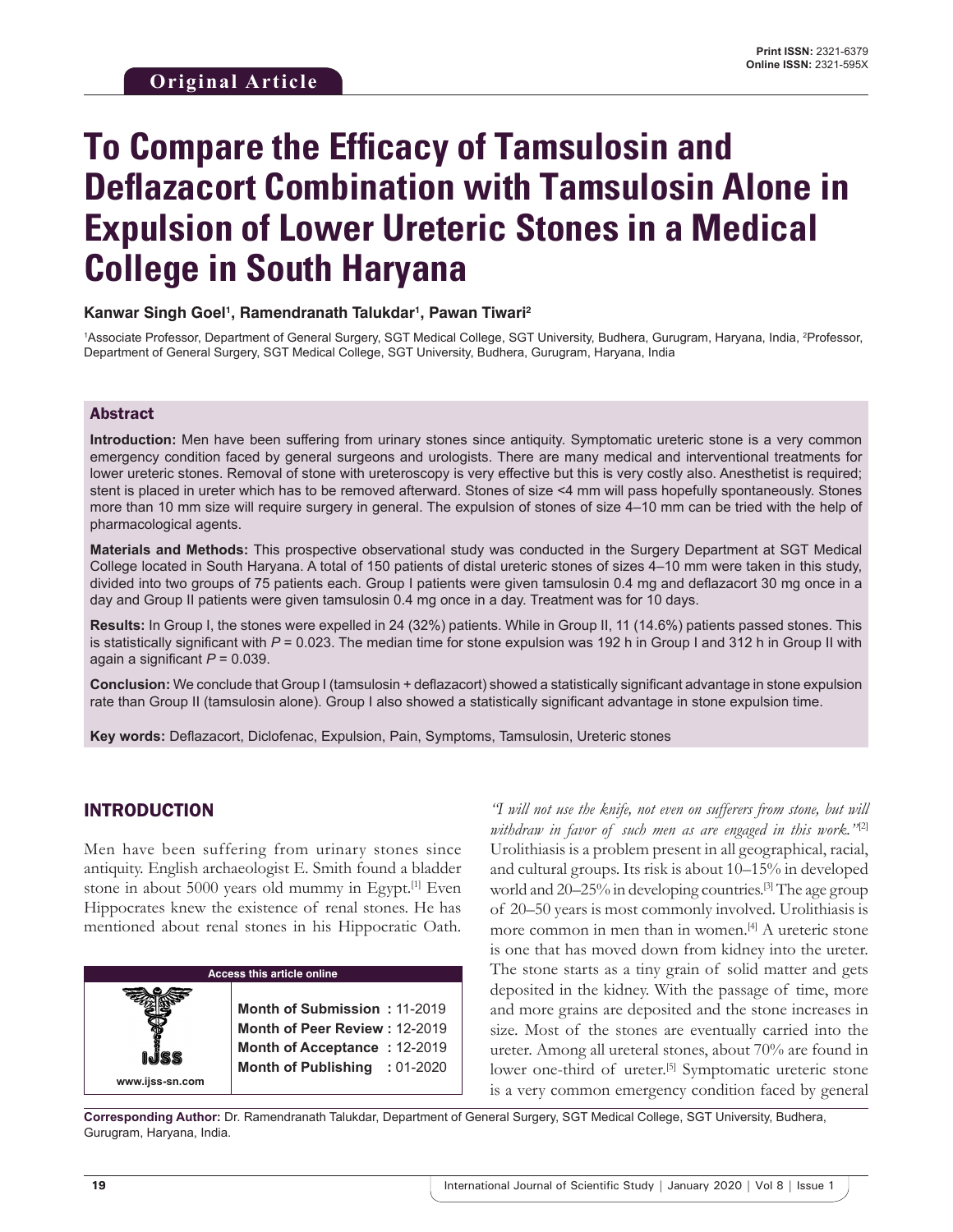Original Article

# To Compare the Efficacy of Tamsulosin and Deflazacort Combination with Tamsulosin Alone in Expulsion of Lower Ureteric Stones in a Medical College in South Haryana

**Kanwar Singh Goel[1], Ramendranath Talukdar[1], Pawan Tiwari[2]**

[1]Associate Professor, Department of General Surgery, SGT Medical College, SGT University, Budhera, Gurugram, Haryana, India, [2]Professor, Department of General Surgery, SGT Medical College, SGT University, Budhera, Gurugram, Haryana, India

## Abstract

**Introduction:** Men have been suffering from urinary stones since antiquity. Symptomatic ureteric stone is a very common emergency condition faced by general surgeons and urologists. There are many medical and interventional treatments for lower ureteric stones. Removal of stone with ureteroscopy is very effective but this is very costly also. Anesthetist is required; stent is placed in ureter which has to be removed afterward. Stones of size <4 mm will pass hopefully spontaneously. Stones more than 10 mm size will require surgery in general. The expulsion of stones of size 4–10 mm can be tried with the help of pharmacological agents.

**Materials and Methods:** This prospective observational study was conducted in the Surgery Department at SGT Medical College located in South Haryana. A total of 150 patients of distal ureteric stones of sizes 4–10 mm were taken in this study, divided into two groups of 75 patients each. Group I patients were given tamsulosin 0.4 mg and deflazacort 30 mg once in a day and Group II patients were given tamsulosin 0.4 mg once in a day. Treatment was for 10 days.

**Results:** In Group I, the stones were expelled in 24 (32%) patients. While in Group II, 11 (14.6%) patients passed stones. This is statistically significant with $P = 0.023$. The median time for stone expulsion was 192 h in Group I and 312 h in Group II with again a significant $P = 0.039$.

**Conclusion:** We conclude that Group I (tamsulosin + deflazacort) showed a statistically significant advantage in stone expulsion rate than Group II (tamsulosin alone). Group I also showed a statistically significant advantage in stone expulsion time.

**Key words:** Deflazacort, Diclofenac, Expulsion, Pain, Symptoms, Tamsulosin, Ureteric stones

## INTRODUCTION

Men have been suffering from urinary stones since antiquity. English archaeologist E. Smith found a bladder stone in about 5000 years old mummy in Egypt.[1] Even Hippocrates knew the existence of renal stones. He has mentioned about renal stones in his Hippocratic Oath. *"I will not use the knife, not even on sufferers from stone, but will withdraw in favor of such men as are engaged in this work."*[2] Urolithiasis is a problem present in all geographical, racial, and cultural groups. Its risk is about 10–15% in developed world and 20–25% in developing countries.[3] The age group of 20–50 years is most commonly involved. Urolithiasis is more common in men than in women.[4] A ureteric stone is one that has moved down from kidney into the ureter. The stone starts as a tiny grain of solid matter and gets deposited in the kidney. With the passage of time, more and more grains are deposited and the stone increases in size. Most of the stones are eventually carried into the ureter. Among all ureteral stones, about 70% are found in lower one-third of ureter.[5] Symptomatic ureteric stone is a very common emergency condition faced by general

| Access this article online | |
|---|---|
| www.ijss-sn.com | Month of Submission : 11-2019<br>Month of Peer Review : 12-2019<br>Month of Acceptance : 12-2019<br>Month of Publishing : 01-2020 |

**Corresponding Author:** Dr. Ramendranath Talukdar, Department of General Surgery, SGT Medical College, SGT University, Budhera, Gurugram, Haryana, India.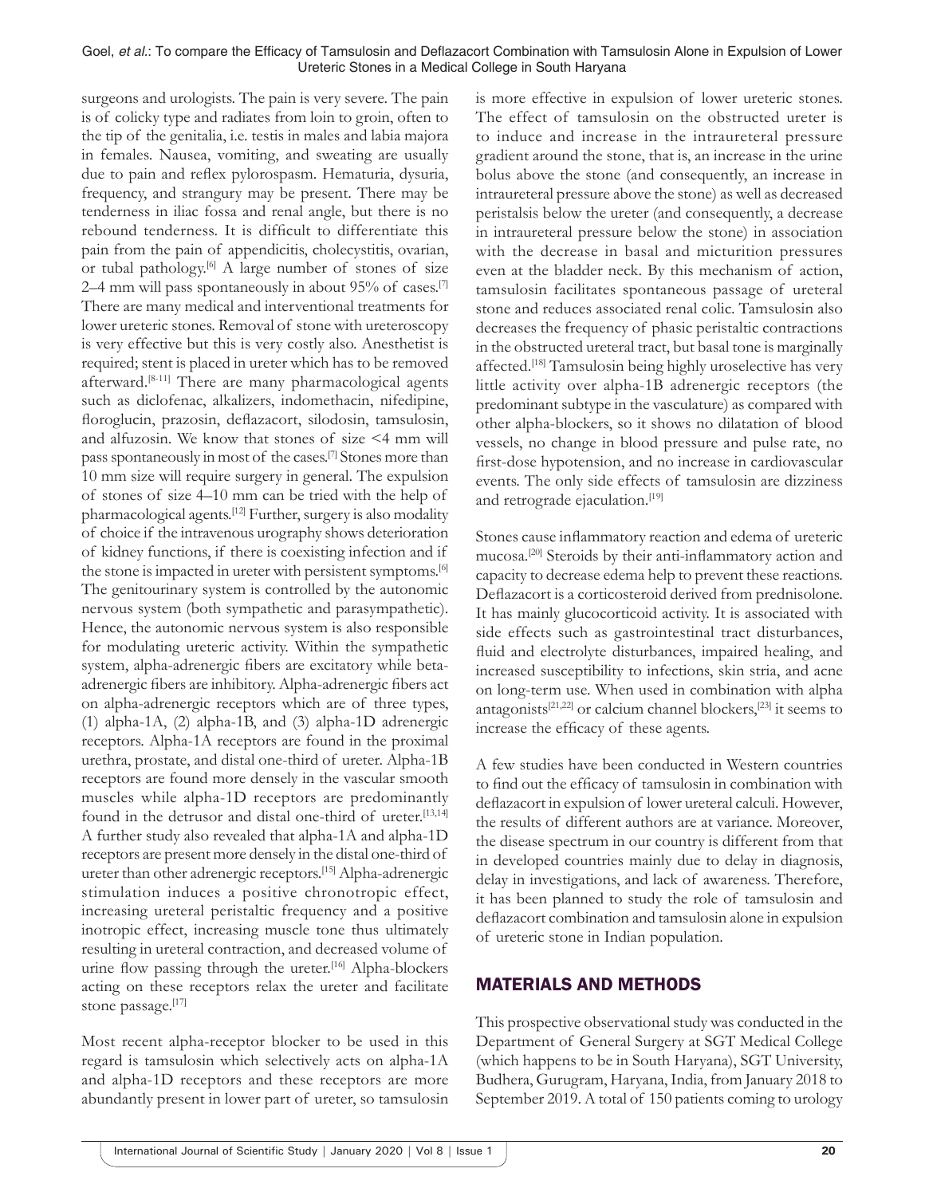surgeons and urologists. The pain is very severe. The pain is of colicky type and radiates from loin to groin, often to the tip of the genitalia, i.e. testis in males and labia majora in females. Nausea, vomiting, and sweating are usually due to pain and reflex pylorospasm. Hematuria, dysuria, frequency, and strangury may be present. There may be tenderness in iliac fossa and renal angle, but there is no rebound tenderness. It is difficult to differentiate this pain from the pain of appendicitis, cholecystitis, ovarian, or tubal pathology.[6] A large number of stones of size 2–4 mm will pass spontaneously in about 95% of cases.[7] There are many medical and interventional treatments for lower ureteric stones. Removal of stone with ureteroscopy is very effective but this is very costly also. Anesthetist is required; stent is placed in ureter which has to be removed afterward.[8-11] There are many pharmacological agents such as diclofenac, alkalizers, indomethacin, nifedipine, floroglucin, prazosin, deflazacort, silodosin, tamsulosin, and alfuzosin. We know that stones of size <4 mm will pass spontaneously in most of the cases.[7] Stones more than 10 mm size will require surgery in general. The expulsion of stones of size 4–10 mm can be tried with the help of pharmacological agents.[12] Further, surgery is also modality of choice if the intravenous urography shows deterioration of kidney functions, if there is coexisting infection and if the stone is impacted in ureter with persistent symptoms.[6] The genitourinary system is controlled by the autonomic nervous system (both sympathetic and parasympathetic). Hence, the autonomic nervous system is also responsible for modulating ureteric activity. Within the sympathetic system, alpha-adrenergic fibers are excitatory while beta-adrenergic fibers are inhibitory. Alpha-adrenergic fibers act on alpha-adrenergic receptors which are of three types, (1) alpha-1A, (2) alpha-1B, and (3) alpha-1D adrenergic receptors. Alpha-1A receptors are found in the proximal urethra, prostate, and distal one-third of ureter. Alpha-1B receptors are found more densely in the vascular smooth muscles while alpha-1D receptors are predominantly found in the detrusor and distal one-third of ureter.[13,14] A further study also revealed that alpha-1A and alpha-1D receptors are present more densely in the distal one-third of ureter than other adrenergic receptors.[15] Alpha-adrenergic stimulation induces a positive chronotropic effect, increasing ureteral peristaltic frequency and a positive inotropic effect, increasing muscle tone thus ultimately resulting in ureteral contraction, and decreased volume of urine flow passing through the ureter.[16] Alpha-blockers acting on these receptors relax the ureter and facilitate stone passage.[17]

Most recent alpha-receptor blocker to be used in this regard is tamsulosin which selectively acts on alpha-1A and alpha-1D receptors and these receptors are more abundantly present in lower part of ureter, so tamsulosin is more effective in expulsion of lower ureteric stones. The effect of tamsulosin on the obstructed ureter is to induce and increase in the intraureteral pressure gradient around the stone, that is, an increase in the urine bolus above the stone (and consequently, an increase in intraureteral pressure above the stone) as well as decreased peristalsis below the ureter (and consequently, a decrease in intraureteral pressure below the stone) in association with the decrease in basal and micturition pressures even at the bladder neck. By this mechanism of action, tamsulosin facilitates spontaneous passage of ureteral stone and reduces associated renal colic. Tamsulosin also decreases the frequency of phasic peristaltic contractions in the obstructed ureteral tract, but basal tone is marginally affected.[18] Tamsulosin being highly uroselective has very little activity over alpha-1B adrenergic receptors (the predominant subtype in the vasculature) as compared with other alpha-blockers, so it shows no dilatation of blood vessels, no change in blood pressure and pulse rate, no first-dose hypotension, and no increase in cardiovascular events. The only side effects of tamsulosin are dizziness and retrograde ejaculation.[19]

Stones cause inflammatory reaction and edema of ureteric mucosa.[20] Steroids by their anti-inflammatory action and capacity to decrease edema help to prevent these reactions. Deflazacort is a corticosteroid derived from prednisolone. It has mainly glucocorticoid activity. It is associated with side effects such as gastrointestinal tract disturbances, fluid and electrolyte disturbances, impaired healing, and increased susceptibility to infections, skin stria, and acne on long-term use. When used in combination with alpha antagonists[21,22] or calcium channel blockers,[23] it seems to increase the efficacy of these agents.

A few studies have been conducted in Western countries to find out the efficacy of tamsulosin in combination with deflazacort in expulsion of lower ureteral calculi. However, the results of different authors are at variance. Moreover, the disease spectrum in our country is different from that in developed countries mainly due to delay in diagnosis, delay in investigations, and lack of awareness. Therefore, it has been planned to study the role of tamsulosin and deflazacort combination and tamsulosin alone in expulsion of ureteric stone in Indian population.

## MATERIALS AND METHODS

This prospective observational study was conducted in the Department of General Surgery at SGT Medical College (which happens to be in South Haryana), SGT University, Budhera, Gurugram, Haryana, India, from January 2018 to September 2019. A total of 150 patients coming to urology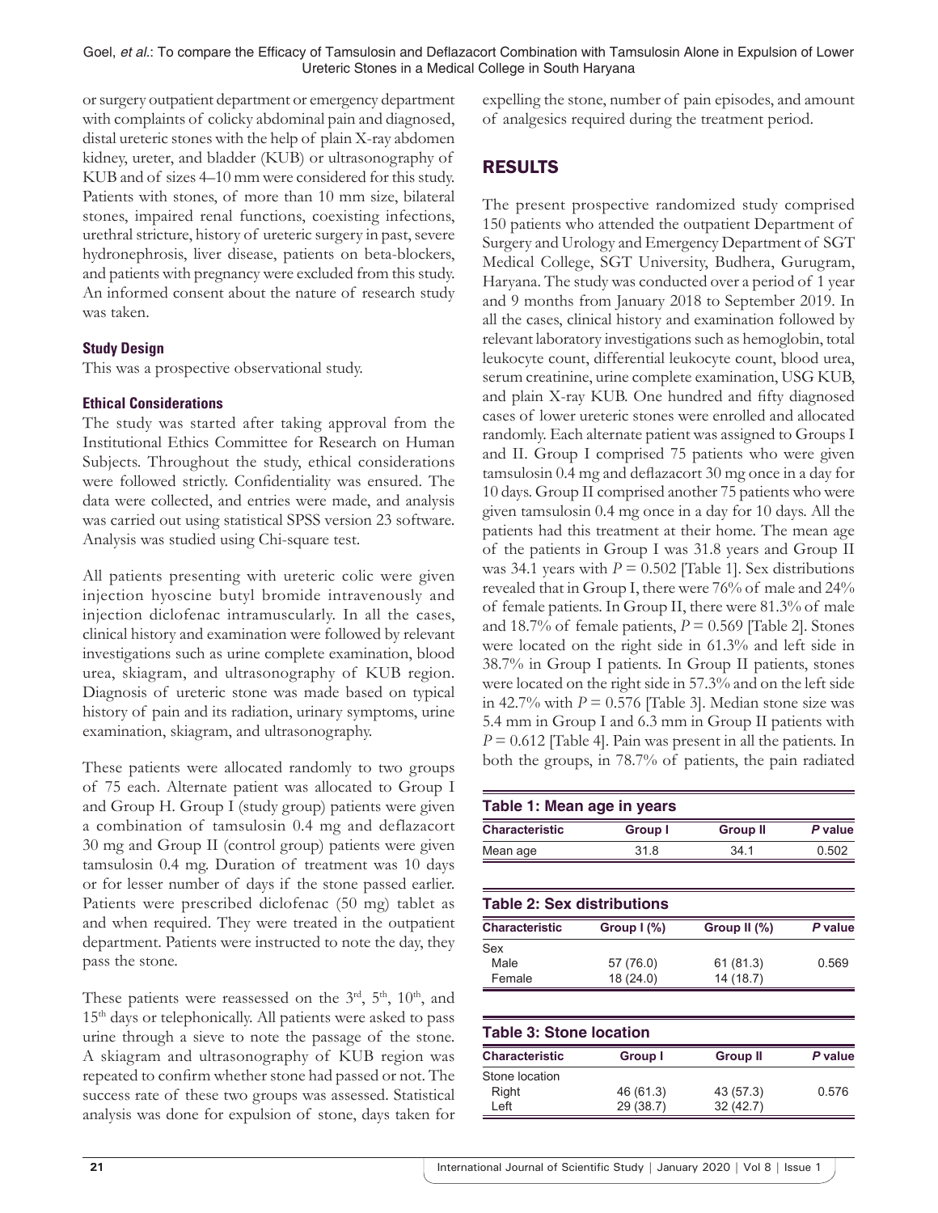or surgery outpatient department or emergency department with complaints of colicky abdominal pain and diagnosed, distal ureteric stones with the help of plain X-ray abdomen kidney, ureter, and bladder (KUB) or ultrasonography of KUB and of sizes 4–10 mm were considered for this study. Patients with stones, of more than 10 mm size, bilateral stones, impaired renal functions, coexisting infections, urethral stricture, history of ureteric surgery in past, severe hydronephrosis, liver disease, patients on beta-blockers, and patients with pregnancy were excluded from this study. An informed consent about the nature of research study was taken.

### Study Design

This was a prospective observational study.

### Ethical Considerations

The study was started after taking approval from the Institutional Ethics Committee for Research on Human Subjects. Throughout the study, ethical considerations were followed strictly. Confidentiality was ensured. The data were collected, and entries were made, and analysis was carried out using statistical SPSS version 23 software. Analysis was studied using Chi-square test.

All patients presenting with ureteric colic were given injection hyoscine butyl bromide intravenously and injection diclofenac intramuscularly. In all the cases, clinical history and examination were followed by relevant investigations such as urine complete examination, blood urea, skiagram, and ultrasonography of KUB region. Diagnosis of ureteric stone was made based on typical history of pain and its radiation, urinary symptoms, urine examination, skiagram, and ultrasonography.

These patients were allocated randomly to two groups of 75 each. Alternate patient was allocated to Group I and Group H. Group I (study group) patients were given a combination of tamsulosin 0.4 mg and deflazacort 30 mg and Group II (control group) patients were given tamsulosin 0.4 mg. Duration of treatment was 10 days or for lesser number of days if the stone passed earlier. Patients were prescribed diclofenac (50 mg) tablet as and when required. They were treated in the outpatient department. Patients were instructed to note the day, they pass the stone.

These patients were reassessed on the 3rd, 5th, 10th, and 15th days or telephonically. All patients were asked to pass urine through a sieve to note the passage of the stone. A skiagram and ultrasonography of KUB region was repeated to confirm whether stone had passed or not. The success rate of these two groups was assessed. Statistical analysis was done for expulsion of stone, days taken for expelling the stone, number of pain episodes, and amount of analgesics required during the treatment period.

## RESULTS

The present prospective randomized study comprised 150 patients who attended the outpatient Department of Surgery and Urology and Emergency Department of SGT Medical College, SGT University, Budhera, Gurugram, Haryana. The study was conducted over a period of 1 year and 9 months from January 2018 to September 2019. In all the cases, clinical history and examination followed by relevant laboratory investigations such as hemoglobin, total leukocyte count, differential leukocyte count, blood urea, serum creatinine, urine complete examination, USG KUB, and plain X-ray KUB. One hundred and fifty diagnosed cases of lower ureteric stones were enrolled and allocated randomly. Each alternate patient was assigned to Groups I and II. Group I comprised 75 patients who were given tamsulosin 0.4 mg and deflazacort 30 mg once in a day for 10 days. Group II comprised another 75 patients who were given tamsulosin 0.4 mg once in a day for 10 days. All the patients had this treatment at their home. The mean age of the patients in Group I was 31.8 years and Group II was 34.1 years with $P = 0.502$ [Table 1]. Sex distributions revealed that in Group I, there were 76% of male and 24% of female patients. In Group II, there were 81.3% of male and 18.7% of female patients, $P = 0.569$ [Table 2]. Stones were located on the right side in 61.3% and left side in 38.7% in Group I patients. In Group II patients, stones were located on the right side in 57.3% and on the left side in 42.7% with $P = 0.576$ [Table 3]. Median stone size was 5.4 mm in Group I and 6.3 mm in Group II patients with $P = 0.612$ [Table 4]. Pain was present in all the patients. In both the groups, in 78.7% of patients, the pain radiated

**Table 1: Mean age in years**

| Characteristic | Group I | Group II | P value |
|---|---|---|---|
| Mean age | 31.8 | 34.1 | 0.502 |

**Table 2: Sex distributions**

| Characteristic | Group I (%) | Group II (%) | P value |
|---|---|---|---|
| Sex | | | |
| Male | 57 (76.0) | 61 (81.3) | 0.569 |
| Female | 18 (24.0) | 14 (18.7) | |

**Table 3: Stone location**

| Characteristic | Group I | Group II | P value |
|---|---|---|---|
| Stone location | | | |
| Right | 46 (61.3) | 43 (57.3) | 0.576 |
| Left | 29 (38.7) | 32 (42.7) | |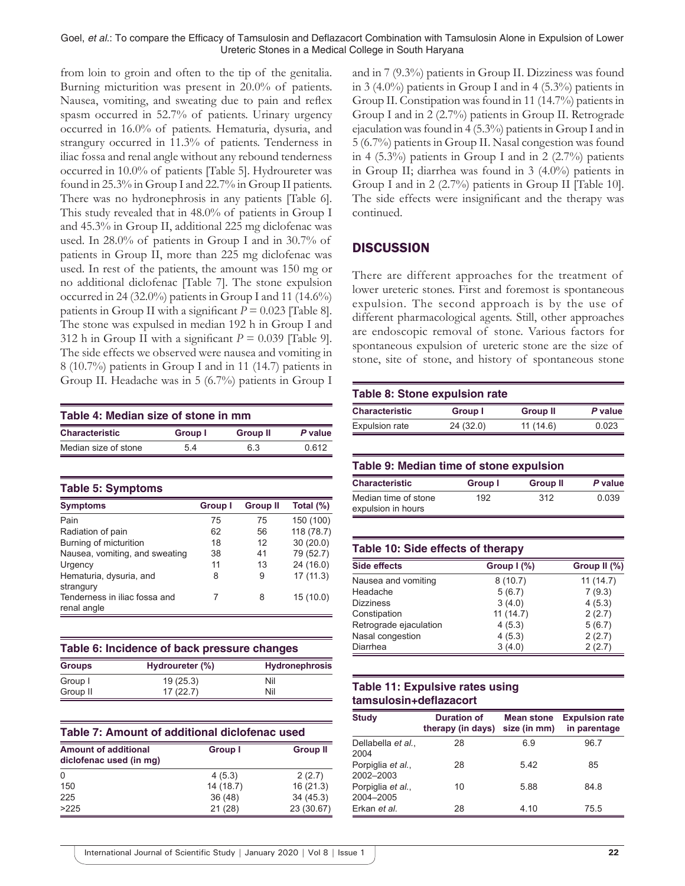from loin to groin and often to the tip of the genitalia. Burning micturition was present in 20.0% of patients. Nausea, vomiting, and sweating due to pain and reflex spasm occurred in 52.7% of patients. Urinary urgency occurred in 16.0% of patients. Hematuria, dysuria, and strangury occurred in 11.3% of patients. Tenderness in iliac fossa and renal angle without any rebound tenderness occurred in 10.0% of patients [Table 5]. Hydroureter was found in 25.3% in Group I and 22.7% in Group II patients. There was no hydronephrosis in any patients [Table 6]. This study revealed that in 48.0% of patients in Group I and 45.3% in Group II, additional 225 mg diclofenac was used. In 28.0% of patients in Group I and in 30.7% of patients in Group II, more than 225 mg diclofenac was used. In rest of the patients, the amount was 150 mg or no additional diclofenac [Table 7]. The stone expulsion occurred in 24 (32.0%) patients in Group I and 11 (14.6%) patients in Group II with a significant $P = 0.023$ [Table 8]. The stone was expulsed in median 192 h in Group I and 312 h in Group II with a significant $P = 0.039$ [Table 9]. The side effects we observed were nausea and vomiting in 8 (10.7%) patients in Group I and in 11 (14.7) patients in Group II. Headache was in 5 (6.7%) patients in Group I and in 7 (9.3%) patients in Group II. Dizziness was found in 3 (4.0%) patients in Group I and in 4 (5.3%) patients in Group II. Constipation was found in 11 (14.7%) patients in Group I and in 2 (2.7%) patients in Group II. Retrograde ejaculation was found in 4 (5.3%) patients in Group I and in 5 (6.7%) patients in Group II. Nasal congestion was found in 4 (5.3%) patients in Group I and in 2 (2.7%) patients in Group II; diarrhea was found in 3 (4.0%) patients in Group I and in 2 (2.7%) patients in Group II [Table 10]. The side effects were insignificant and the therapy was continued.

**Table 4: Median size of stone in mm**

| Characteristic | Group I | Group II | P value |
|---|---|---|---|
| Median size of stone | 5.4 | 6.3 | 0.612 |

**Table 5: Symptoms**

| Symptoms | Group I | Group II | Total (%) |
|---|---|---|---|
| Pain | 75 | 75 | 150 (100) |
| Radiation of pain | 62 | 56 | 118 (78.7) |
| Burning of micturition | 18 | 12 | 30 (20.0) |
| Nausea, vomiting, and sweating | 38 | 41 | 79 (52.7) |
| Urgency | 11 | 13 | 24 (16.0) |
| Hematuria, dysuria, and strangury | 8 | 9 | 17 (11.3) |
| Tenderness in iliac fossa and renal angle | 7 | 8 | 15 (10.0) |

**Table 6: Incidence of back pressure changes**

| Groups | Hydroureter (%) | Hydronephrosis |
|---|---|---|
| Group I | 19 (25.3) | Nil |
| Group II | 17 (22.7) | Nil |

**Table 7: Amount of additional diclofenac used**

| Amount of additional diclofenac used (in mg) | Group I | Group II |
|---|---|---|
| 0 | 4 (5.3) | 2 (2.7) |
| 150 | 14 (18.7) | 16 (21.3) |
| 225 | 36 (48) | 34 (45.3) |
| >225 | 21 (28) | 23 (30.67) |

## DISCUSSION

There are different approaches for the treatment of lower ureteric stones. First and foremost is spontaneous expulsion. The second approach is by the use of different pharmacological agents. Still, other approaches are endoscopic removal of stone. Various factors for spontaneous expulsion of ureteric stone are the size of stone, site of stone, and history of spontaneous stone

**Table 8: Stone expulsion rate**

| Characteristic | Group I | Group II | P value |
|---|---|---|---|
| Expulsion rate | 24 (32.0) | 11 (14.6) | 0.023 |

**Table 9: Median time of stone expulsion**

| Characteristic | Group I | Group II | P value |
|---|---|---|---|
| Median time of stone expulsion in hours | 192 | 312 | 0.039 |

**Table 10: Side effects of therapy**

| Side effects | Group I (%) | Group II (%) |
|---|---|---|
| Nausea and vomiting | 8 (10.7) | 11 (14.7) |
| Headache | 5 (6.7) | 7 (9.3) |
| Dizziness | 3 (4.0) | 4 (5.3) |
| Constipation | 11 (14.7) | 2 (2.7) |
| Retrograde ejaculation | 4 (5.3) | 5 (6.7) |
| Nasal congestion | 4 (5.3) | 2 (2.7) |
| Diarrhea | 3 (4.0) | 2 (2.7) |

**Table 11: Expulsive rates using tamsulosin+deflazacort**

| Study | Duration of therapy (in days) | Mean stone size (in mm) | Expulsion rate in parentage |
|---|---|---|---|
| Dellabella *et al.*, 2004 | 28 | 6.9 | 96.7 |
| Porpiglia *et al.*, 2002–2003 | 28 | 5.42 | 85 |
| Porpiglia *et al.*, 2004–2005 | 10 | 5.88 | 84.8 |
| Erkan *et al.* | 28 | 4.10 | 75.5 |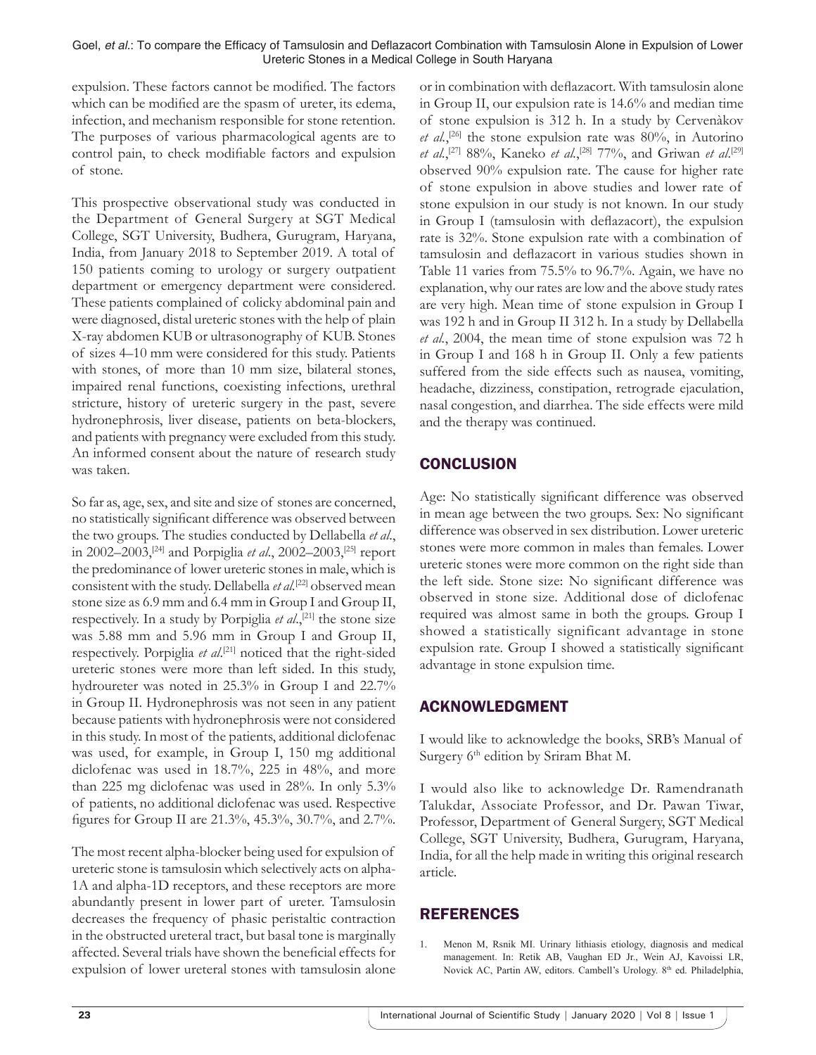expulsion. These factors cannot be modified. The factors which can be modified are the spasm of ureter, its edema, infection, and mechanism responsible for stone retention. The purposes of various pharmacological agents are to control pain, to check modifiable factors and expulsion of stone.

This prospective observational study was conducted in the Department of General Surgery at SGT Medical College, SGT University, Budhera, Gurugram, Haryana, India, from January 2018 to September 2019. A total of 150 patients coming to urology or surgery outpatient department or emergency department were considered. These patients complained of colicky abdominal pain and were diagnosed, distal ureteric stones with the help of plain X-ray abdomen KUB or ultrasonography of KUB. Stones of sizes 4–10 mm were considered for this study. Patients with stones, of more than 10 mm size, bilateral stones, impaired renal functions, coexisting infections, urethral stricture, history of ureteric surgery in the past, severe hydronephrosis, liver disease, patients on beta-blockers, and patients with pregnancy were excluded from this study. An informed consent about the nature of research study was taken.

So far as, age, sex, and site and size of stones are concerned, no statistically significant difference was observed between the two groups. The studies conducted by Dellabella *et al*., in 2002–2003,[24] and Porpiglia *et al*., 2002–2003,[25] report the predominance of lower ureteric stones in male, which is consistent with the study. Dellabella *et al*.[22] observed mean stone size as 6.9 mm and 6.4 mm in Group I and Group II, respectively. In a study by Porpiglia *et al*.,[21] the stone size was 5.88 mm and 5.96 mm in Group I and Group II, respectively. Porpiglia *et al*.[21] noticed that the right-sided ureteric stones were more than left sided. In this study, hydroureter was noted in 25.3% in Group I and 22.7% in Group II. Hydronephrosis was not seen in any patient because patients with hydronephrosis were not considered in this study. In most of the patients, additional diclofenac was used, for example, in Group I, 150 mg additional diclofenac was used in 18.7%, 225 in 48%, and more than 225 mg diclofenac was used in 28%. In only 5.3% of patients, no additional diclofenac was used. Respective figures for Group II are 21.3%, 45.3%, 30.7%, and 2.7%.

The most recent alpha-blocker being used for expulsion of ureteric stone is tamsulosin which selectively acts on alpha-1A and alpha-1D receptors, and these receptors are more abundantly present in lower part of ureter. Tamsulosin decreases the frequency of phasic peristaltic contraction in the obstructed ureteral tract, but basal tone is marginally affected. Several trials have shown the beneficial effects for expulsion of lower ureteral stones with tamsulosin alone or in combination with deflazacort. With tamsulosin alone in Group II, our expulsion rate is 14.6% and median time of stone expulsion is 312 h. In a study by Cervenàkov *et al*.,[26] the stone expulsion rate was 80%, in Autorino *et al*.,[27] 88%, Kaneko *et al*.,[28] 77%, and Griwan *et al*.[29] observed 90% expulsion rate. The cause for higher rate of stone expulsion in above studies and lower rate of stone expulsion in our study is not known. In our study in Group I (tamsulosin with deflazacort), the expulsion rate is 32%. Stone expulsion rate with a combination of tamsulosin and deflazacort in various studies shown in Table 11 varies from 75.5% to 96.7%. Again, we have no explanation, why our rates are low and the above study rates are very high. Mean time of stone expulsion in Group I was 192 h and in Group II 312 h. In a study by Dellabella *et al*., 2004, the mean time of stone expulsion was 72 h in Group I and 168 h in Group II. Only a few patients suffered from the side effects such as nausea, vomiting, headache, dizziness, constipation, retrograde ejaculation, nasal congestion, and diarrhea. The side effects were mild and the therapy was continued.

## CONCLUSION

Age: No statistically significant difference was observed in mean age between the two groups. Sex: No significant difference was observed in sex distribution. Lower ureteric stones were more common in males than females. Lower ureteric stones were more common on the right side than the left side. Stone size: No significant difference was observed in stone size. Additional dose of diclofenac required was almost same in both the groups. Group I showed a statistically significant advantage in stone expulsion rate. Group I showed a statistically significant advantage in stone expulsion time.

## ACKNOWLEDGMENT

I would like to acknowledge the books, SRB's Manual of Surgery 6th edition by Sriram Bhat M.

I would also like to acknowledge Dr. Ramendranath Talukdar, Associate Professor, and Dr. Pawan Tiwar, Professor, Department of General Surgery, SGT Medical College, SGT University, Budhera, Gurugram, Haryana, India, for all the help made in writing this original research article.

## REFERENCES

1. Menon M, Rsnik MI. Urinary lithiasis etiology, diagnosis and medical management. In: Retik AB, Vaughan ED Jr., Wein AJ, Kavoissi LR, Novick AC, Partin AW, editors. Cambell's Urology. 8th ed. Philadelphia,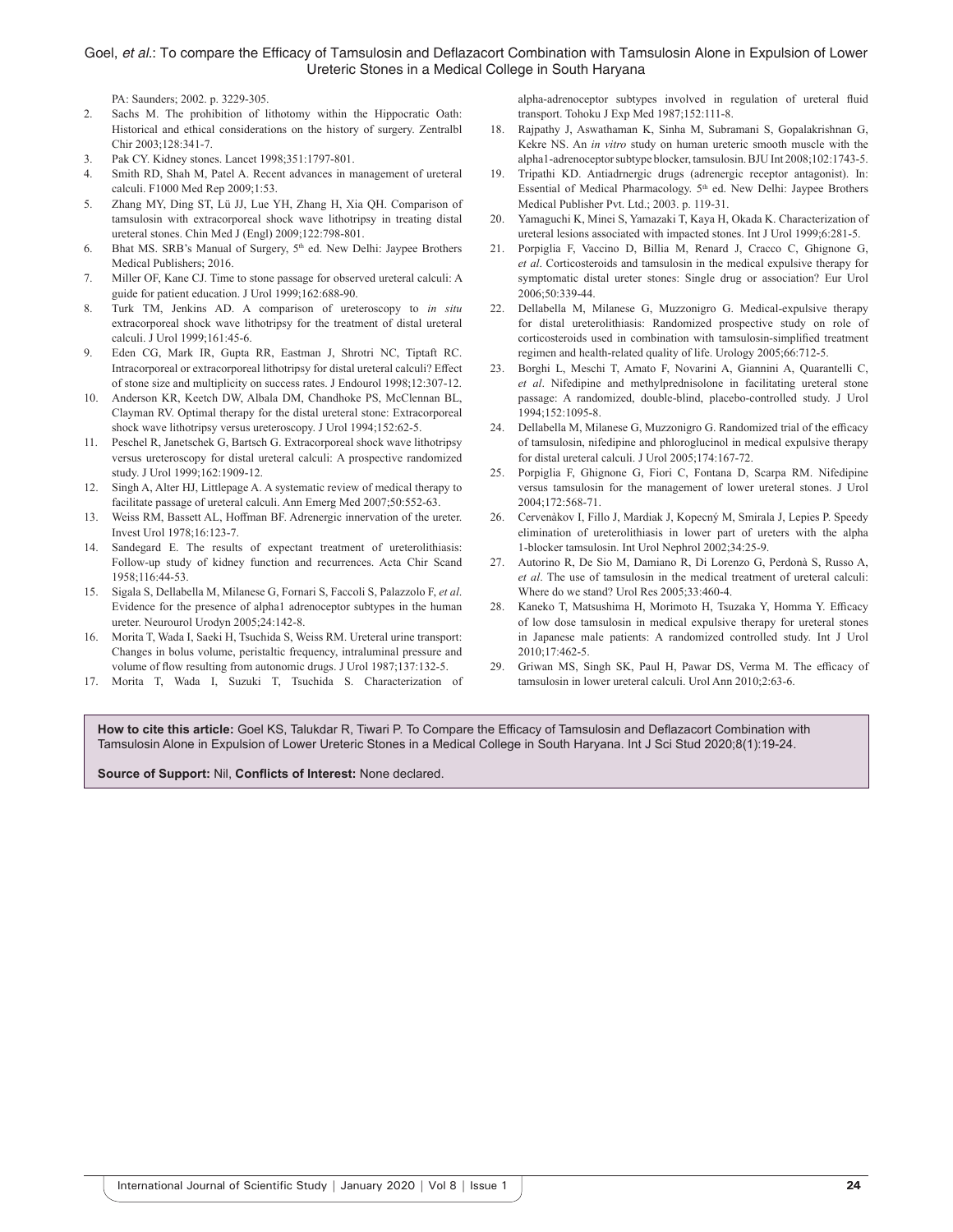PA: Saunders; 2002. p. 3229-305.

2. Sachs M. The prohibition of lithotomy within the Hippocratic Oath: Historical and ethical considerations on the history of surgery. Zentralbl Chir 2003;128:341-7.
3. Pak CY. Kidney stones. Lancet 1998;351:1797-801.
4. Smith RD, Shah M, Patel A. Recent advances in management of ureteral calculi. F1000 Med Rep 2009;1:53.
5. Zhang MY, Ding ST, Lü JJ, Lue YH, Zhang H, Xia QH. Comparison of tamsulosin with extracorporeal shock wave lithotripsy in treating distal ureteral stones. Chin Med J (Engl) 2009;122:798-801.
6. Bhat MS. SRB's Manual of Surgery, 5th ed. New Delhi: Jaypee Brothers Medical Publishers; 2016.
7. Miller OF, Kane CJ. Time to stone passage for observed ureteral calculi: A guide for patient education. J Urol 1999;162:688-90.
8. Turk TM, Jenkins AD. A comparison of ureteroscopy to *in situ* extracorporeal shock wave lithotripsy for the treatment of distal ureteral calculi. J Urol 1999;161:45-6.
9. Eden CG, Mark IR, Gupta RR, Eastman J, Shrotri NC, Tiptaft RC. Intracorporeal or extracorporeal lithotripsy for distal ureteral calculi? Effect of stone size and multiplicity on success rates. J Endourol 1998;12:307-12.
10. Anderson KR, Keetch DW, Albala DM, Chandhoke PS, McClennan BL, Clayman RV. Optimal therapy for the distal ureteral stone: Extracorporeal shock wave lithotripsy versus ureteroscopy. J Urol 1994;152:62-5.
11. Peschel R, Janetschek G, Bartsch G. Extracorporeal shock wave lithotripsy versus ureteroscopy for distal ureteral calculi: A prospective randomized study. J Urol 1999;162:1909-12.
12. Singh A, Alter HJ, Littlepage A. A systematic review of medical therapy to facilitate passage of ureteral calculi. Ann Emerg Med 2007;50:552-63.
13. Weiss RM, Bassett AL, Hoffman BF. Adrenergic innervation of the ureter. Invest Urol 1978;16:123-7.
14. Sandegard E. The results of expectant treatment of ureterolithiasis: Follow-up study of kidney function and recurrences. Acta Chir Scand 1958;116:44-53.
15. Sigala S, Dellabella M, Milanese G, Fornari S, Faccoli S, Palazzolo F, *et al*. Evidence for the presence of alpha1 adrenoceptor subtypes in the human ureter. Neurourol Urodyn 2005;24:142-8.
16. Morita T, Wada I, Saeki H, Tsuchida S, Weiss RM. Ureteral urine transport: Changes in bolus volume, peristaltic frequency, intraluminal pressure and volume of flow resulting from autonomic drugs. J Urol 1987;137:132-5.
17. Morita T, Wada I, Suzuki T, Tsuchida S. Characterization of alpha-adrenoceptor subtypes involved in regulation of ureteral fluid transport. Tohoku J Exp Med 1987;152:111-8.
18. Rajpathy J, Aswathaman K, Sinha M, Subramani S, Gopalakrishnan G, Kekre NS. An *in vitro* study on human ureteric smooth muscle with the alpha1-adrenoceptor subtype blocker, tamsulosin. BJU Int 2008;102:1743-5.
19. Tripathi KD. Antiadrnergic drugs (adrenergic receptor antagonist). In: Essential of Medical Pharmacology. 5th ed. New Delhi: Jaypee Brothers Medical Publisher Pvt. Ltd.; 2003. p. 119-31.
20. Yamaguchi K, Minei S, Yamazaki T, Kaya H, Okada K. Characterization of ureteral lesions associated with impacted stones. Int J Urol 1999;6:281-5.
21. Porpiglia F, Vaccino D, Billia M, Renard J, Cracco C, Ghignone G, *et al*. Corticosteroids and tamsulosin in the medical expulsive therapy for symptomatic distal ureter stones: Single drug or association? Eur Urol 2006;50:339-44.
22. Dellabella M, Milanese G, Muzzonigro G. Medical-expulsive therapy for distal ureterolithiasis: Randomized prospective study on role of corticosteroids used in combination with tamsulosin-simplified treatment regimen and health-related quality of life. Urology 2005;66:712-5.
23. Borghi L, Meschi T, Amato F, Novarini A, Giannini A, Quarantelli C, *et al*. Nifedipine and methylprednisolone in facilitating ureteral stone passage: A randomized, double-blind, placebo-controlled study. J Urol 1994;152:1095-8.
24. Dellabella M, Milanese G, Muzzonigro G. Randomized trial of the efficacy of tamsulosin, nifedipine and phloroglucinol in medical expulsive therapy for distal ureteral calculi. J Urol 2005;174:167-72.
25. Porpiglia F, Ghignone G, Fiori C, Fontana D, Scarpa RM. Nifedipine versus tamsulosin for the management of lower ureteral stones. J Urol 2004;172:568-71.
26. Cervenàkov I, Fillo J, Mardiak J, Kopecný M, Smirala J, Lepies P. Speedy elimination of ureterolithiasis in lower part of ureters with the alpha 1-blocker tamsulosin. Int Urol Nephrol 2002;34:25-9.
27. Autorino R, De Sio M, Damiano R, Di Lorenzo G, Perdonà S, Russo A, *et al*. The use of tamsulosin in the medical treatment of ureteral calculi: Where do we stand? Urol Res 2005;33:460-4.
28. Kaneko T, Matsushima H, Morimoto H, Tsuzaka Y, Homma Y. Efficacy of low dose tamsulosin in medical expulsive therapy for ureteral stones in Japanese male patients: A randomized controlled study. Int J Urol 2010;17:462-5.
29. Griwan MS, Singh SK, Paul H, Pawar DS, Verma M. The efficacy of tamsulosin in lower ureteral calculi. Urol Ann 2010;2:63-6.

**How to cite this article:** Goel KS, Talukdar R, Tiwari P. To Compare the Efficacy of Tamsulosin and Deflazacort Combination with Tamsulosin Alone in Expulsion of Lower Ureteric Stones in a Medical College in South Haryana. Int J Sci Stud 2020;8(1):19-24.

**Source of Support:** Nil, **Conflicts of Interest:** None declared.